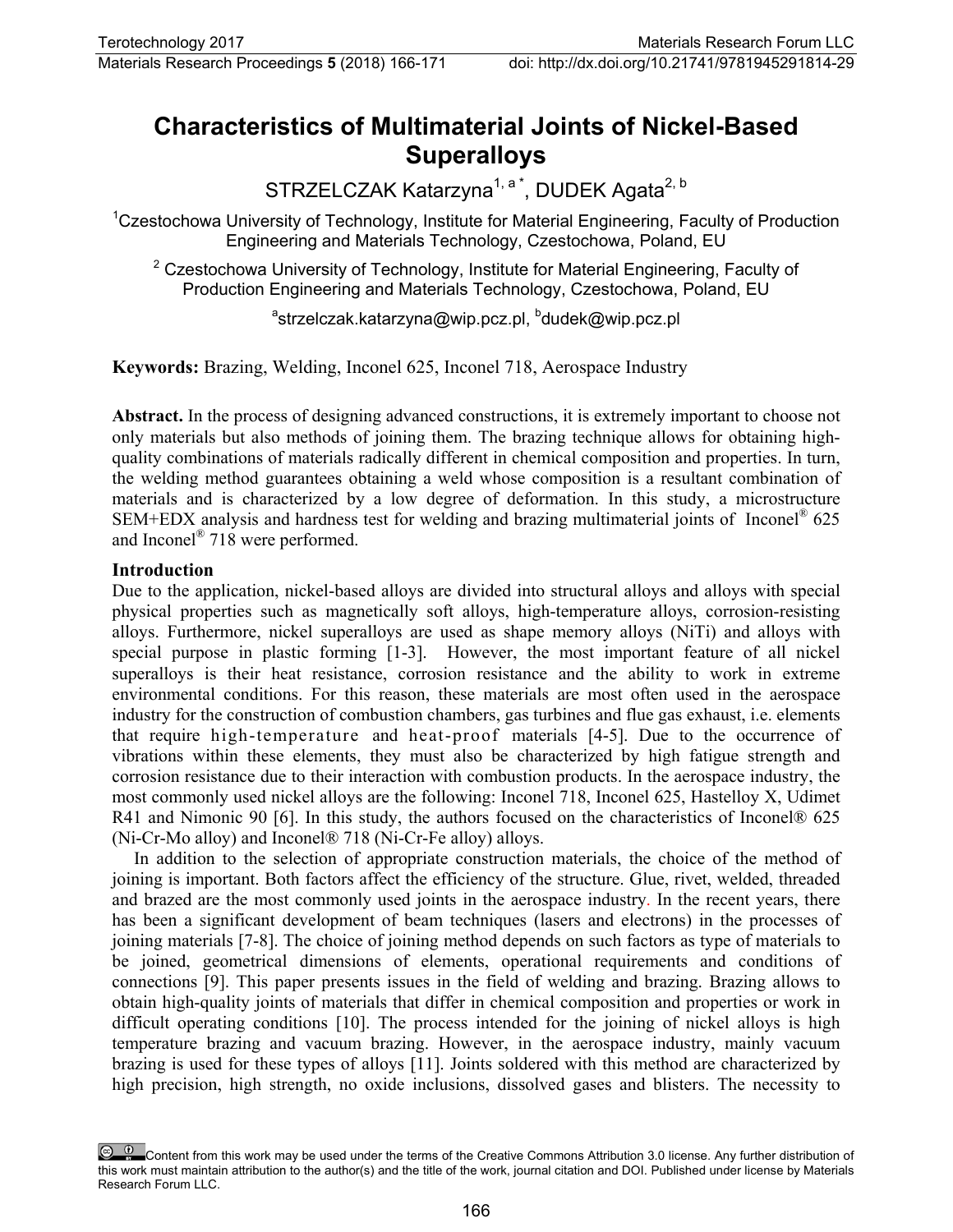# Characteristics of Multimaterial Joints of Nickel-Based Superalloys

STRZELCZAK Katarzyna[1, a *], DUDEK Agata[2, b]

[1]Czestochowa University of Technology, Institute for Material Engineering, Faculty of Production Engineering and Materials Technology, Czestochowa, Poland, EU

[2] Czestochowa University of Technology, Institute for Material Engineering, Faculty of Production Engineering and Materials Technology, Czestochowa, Poland, EU

[a]strzelczak.katarzyna@wip.pcz.pl, [b]dudek@wip.pcz.pl

**Keywords:** Brazing, Welding, Inconel 625, Inconel 718, Aerospace Industry

**Abstract.** In the process of designing advanced constructions, it is extremely important to choose not only materials but also methods of joining them. The brazing technique allows for obtaining high-quality combinations of materials radically different in chemical composition and properties. In turn, the welding method guarantees obtaining a weld whose composition is a resultant combination of materials and is characterized by a low degree of deformation. In this study, a microstructure SEM+EDX analysis and hardness test for welding and brazing multimaterial joints of Inconel® 625 and Inconel® 718 were performed.

## Introduction

Due to the application, nickel-based alloys are divided into structural alloys and alloys with special physical properties such as magnetically soft alloys, high-temperature alloys, corrosion-resisting alloys. Furthermore, nickel superalloys are used as shape memory alloys (NiTi) and alloys with special purpose in plastic forming [1-3]. However, the most important feature of all nickel superalloys is their heat resistance, corrosion resistance and the ability to work in extreme environmental conditions. For this reason, these materials are most often used in the aerospace industry for the construction of combustion chambers, gas turbines and flue gas exhaust, i.e. elements that require high-temperature and heat-proof materials [4-5]. Due to the occurrence of vibrations within these elements, they must also be characterized by high fatigue strength and corrosion resistance due to their interaction with combustion products. In the aerospace industry, the most commonly used nickel alloys are the following: Inconel 718, Inconel 625, Hastelloy X, Udimet R41 and Nimonic 90 [6]. In this study, the authors focused on the characteristics of Inconel® 625 (Ni-Cr-Mo alloy) and Inconel® 718 (Ni-Cr-Fe alloy) alloys.

In addition to the selection of appropriate construction materials, the choice of the method of joining is important. Both factors affect the efficiency of the structure. Glue, rivet, welded, threaded and brazed are the most commonly used joints in the aerospace industry. In the recent years, there has been a significant development of beam techniques (lasers and electrons) in the processes of joining materials [7-8]. The choice of joining method depends on such factors as type of materials to be joined, geometrical dimensions of elements, operational requirements and conditions of connections [9]. This paper presents issues in the field of welding and brazing. Brazing allows to obtain high-quality joints of materials that differ in chemical composition and properties or work in difficult operating conditions [10]. The process intended for the joining of nickel alloys is high temperature brazing and vacuum brazing. However, in the aerospace industry, mainly vacuum brazing is used for these types of alloys [11]. Joints soldered with this method are characterized by high precision, high strength, no oxide inclusions, dissolved gases and blisters. The necessity to

Content from this work may be used under the terms of the Creative Commons Attribution 3.0 license. Any further distribution of this work must maintain attribution to the author(s) and the title of the work, journal citation and DOI. Published under license by Materials Research Forum LLC.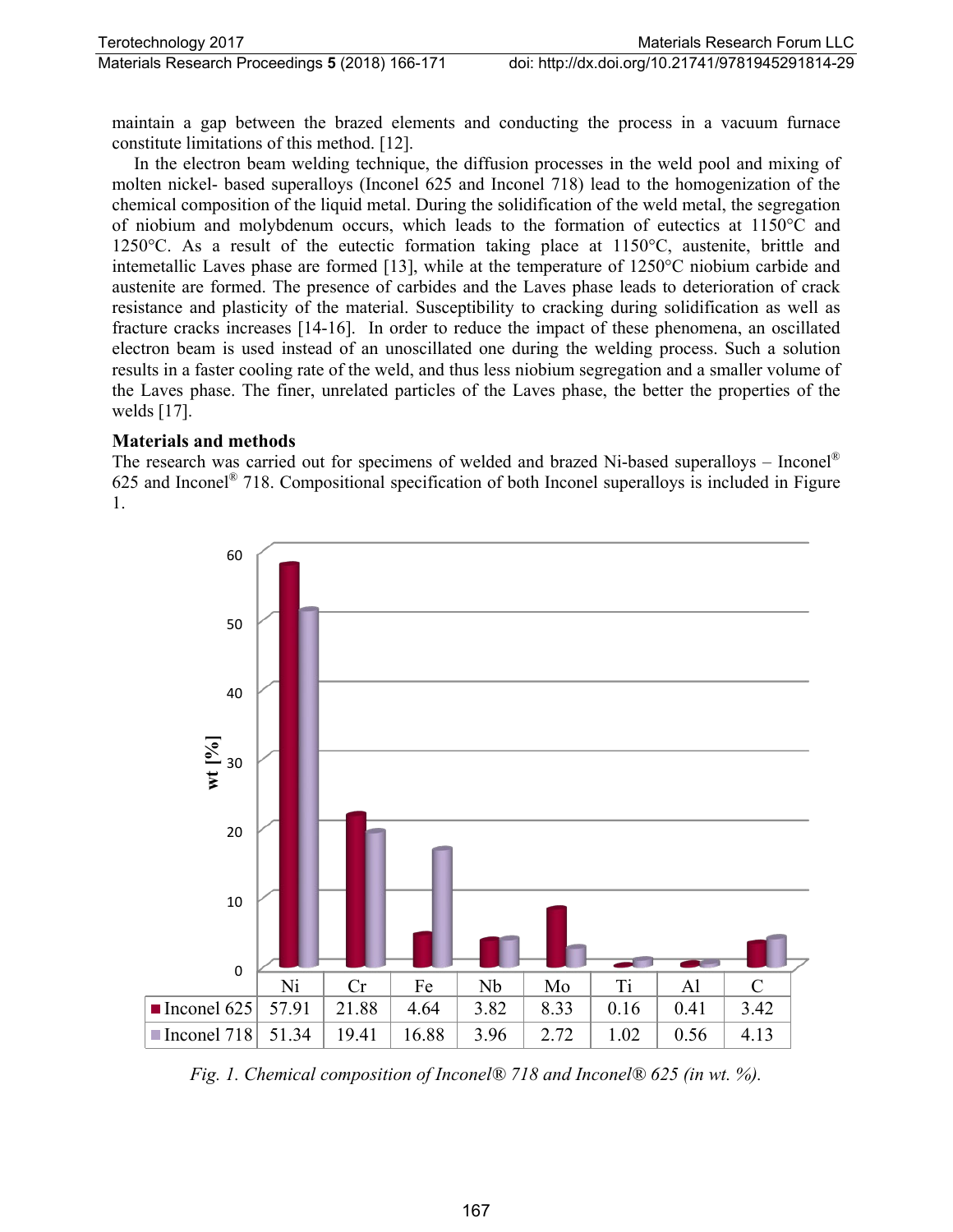maintain a gap between the brazed elements and conducting the process in a vacuum furnace constitute limitations of this method. [12].

In the electron beam welding technique, the diffusion processes in the weld pool and mixing of molten nickel- based superalloys (Inconel 625 and Inconel 718) lead to the homogenization of the chemical composition of the liquid metal. During the solidification of the weld metal, the segregation of niobium and molybdenum occurs, which leads to the formation of eutectics at 1150°C and 1250°C. As a result of the eutectic formation taking place at 1150°C, austenite, brittle and intemetallic Laves phase are formed [13], while at the temperature of 1250°C niobium carbide and austenite are formed. The presence of carbides and the Laves phase leads to deterioration of crack resistance and plasticity of the material. Susceptibility to cracking during solidification as well as fracture cracks increases [14-16]. In order to reduce the impact of these phenomena, an oscillated electron beam is used instead of an unoscillated one during the welding process. Such a solution results in a faster cooling rate of the weld, and thus less niobium segregation and a smaller volume of the Laves phase. The finer, unrelated particles of the Laves phase, the better the properties of the welds [17].

## Materials and methods

The research was carried out for specimens of welded and brazed Ni-based superalloys – Inconel® 625 and Inconel® 718. Compositional specification of both Inconel superalloys is included in Figure 1.

| | Ni | Cr | Fe | Nb | Mo | Ti | Al | C |
|---|---|---|---|---|---|---|---|---|
| Inconel 625 | 57.91 | 21.88 | 4.64 | 3.82 | 8.33 | 0.16 | 0.41 | 3.42 |
| Inconel 718 | 51.34 | 19.41 | 16.88 | 3.96 | 2.72 | 1.02 | 0.56 | 4.13 |

*Fig. 1. Chemical composition of Inconel® 718 and Inconel® 625 (in wt. %).*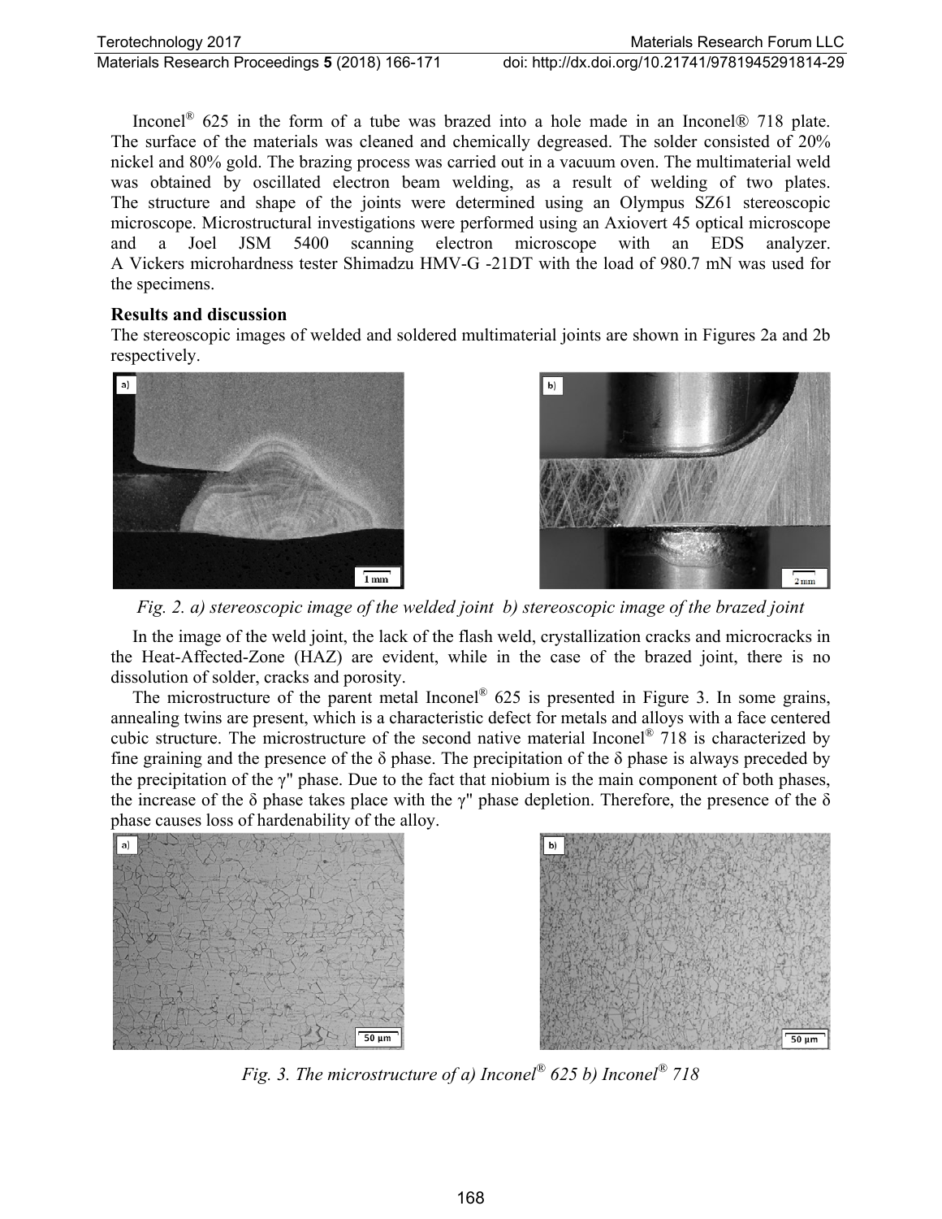Inconel® 625 in the form of a tube was brazed into a hole made in an Inconel® 718 plate. The surface of the materials was cleaned and chemically degreased. The solder consisted of 20% nickel and 80% gold. The brazing process was carried out in a vacuum oven. The multimaterial weld was obtained by oscillated electron beam welding, as a result of welding of two plates. The structure and shape of the joints were determined using an Olympus SZ61 stereoscopic microscope. Microstructural investigations were performed using an Axiovert 45 optical microscope and a Joel JSM 5400 scanning electron microscope with an EDS analyzer. A Vickers microhardness tester Shimadzu HMV-G -21DT with the load of 980.7 mN was used for the specimens.

## Results and discussion

The stereoscopic images of welded and soldered multimaterial joints are shown in Figures 2a and 2b respectively.

*Fig. 2. a) stereoscopic image of the welded joint b) stereoscopic image of the brazed joint*

In the image of the weld joint, the lack of the flash weld, crystallization cracks and microcracks in the Heat-Affected-Zone (HAZ) are evident, while in the case of the brazed joint, there is no dissolution of solder, cracks and porosity.

The microstructure of the parent metal Inconel® 625 is presented in Figure 3. In some grains, annealing twins are present, which is a characteristic defect for metals and alloys with a face centered cubic structure. The microstructure of the second native material Inconel® 718 is characterized by fine graining and the presence of the δ phase. The precipitation of the δ phase is always preceded by the precipitation of the γ'' phase. Due to the fact that niobium is the main component of both phases, the increase of the δ phase takes place with the γ'' phase depletion. Therefore, the presence of the δ phase causes loss of hardenability of the alloy.

*Fig. 3. The microstructure of a) Inconel® 625 b) Inconel® 718*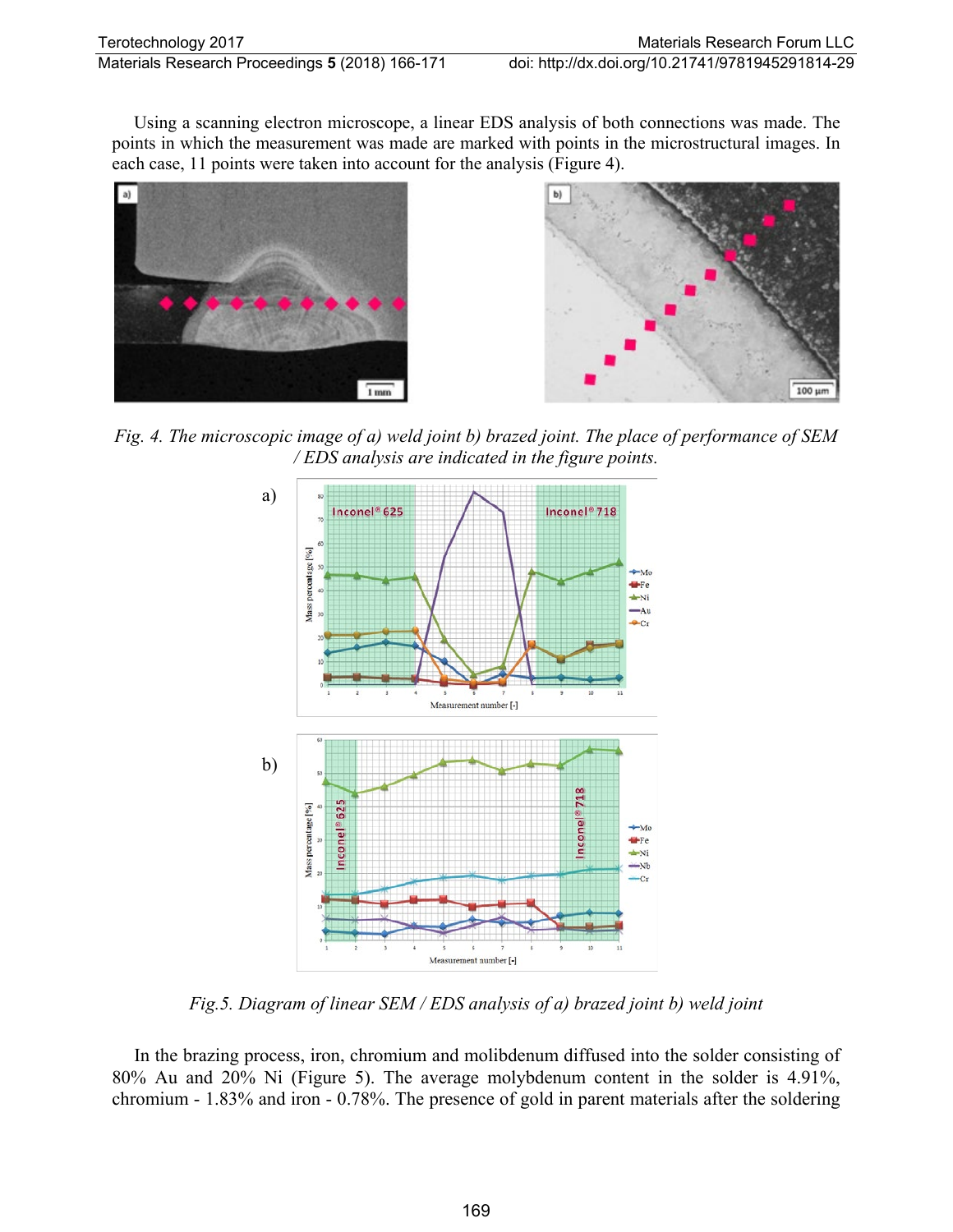Using a scanning electron microscope, a linear EDS analysis of both connections was made. The points in which the measurement was made are marked with points in the microstructural images. In each case, 11 points were taken into account for the analysis (Figure 4).

*Fig. 4. The microscopic image of a) weld joint b) brazed joint. The place of performance of SEM / EDS analysis are indicated in the figure points.*

*Fig.5. Diagram of linear SEM / EDS analysis of a) brazed joint b) weld joint*

In the brazing process, iron, chromium and molibdenum diffused into the solder consisting of 80% Au and 20% Ni (Figure 5). The average molybdenum content in the solder is 4.91%, chromium - 1.83% and iron - 0.78%. The presence of gold in parent materials after the soldering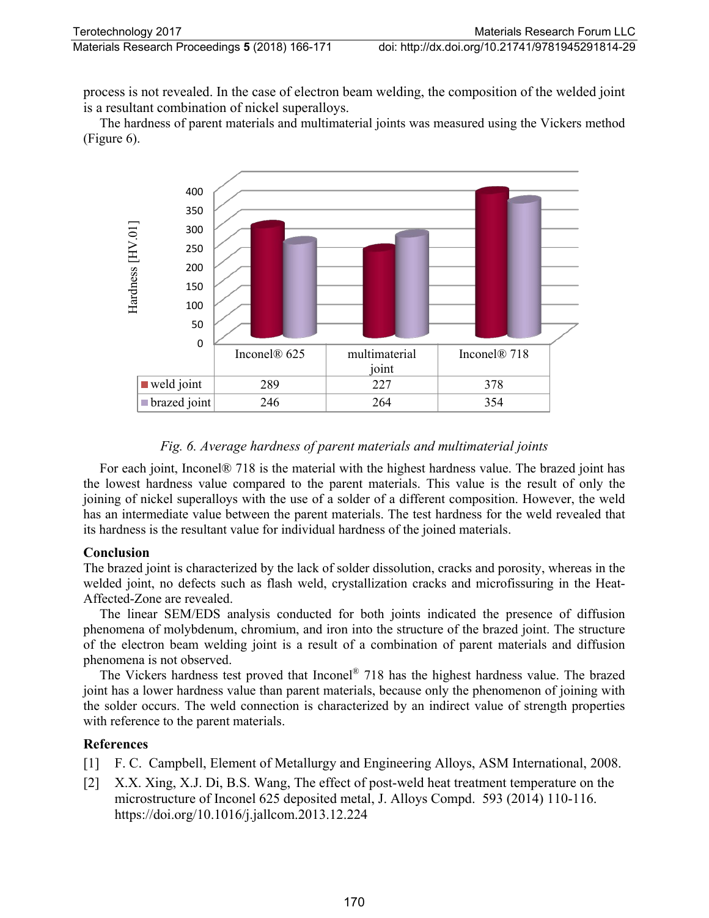process is not revealed. In the case of electron beam welding, the composition of the welded joint is a resultant combination of nickel superalloys.

The hardness of parent materials and multimaterial joints was measured using the Vickers method (Figure 6).

| | Inconel® 625 | multimaterial joint | Inconel® 718 |
|---|---|---|---|
| weld joint | 289 | 227 | 378 |
| brazed joint | 246 | 264 | 354 |

*Fig. 6. Average hardness of parent materials and multimaterial joints*

For each joint, Inconel® 718 is the material with the highest hardness value. The brazed joint has the lowest hardness value compared to the parent materials. This value is the result of only the joining of nickel superalloys with the use of a solder of a different composition. However, the weld has an intermediate value between the parent materials. The test hardness for the weld revealed that its hardness is the resultant value for individual hardness of the joined materials.

## Conclusion

The brazed joint is characterized by the lack of solder dissolution, cracks and porosity, whereas in the welded joint, no defects such as flash weld, crystallization cracks and microfissuring in the Heat-Affected-Zone are revealed.

The linear SEM/EDS analysis conducted for both joints indicated the presence of diffusion phenomena of molybdenum, chromium, and iron into the structure of the brazed joint. The structure of the electron beam welding joint is a result of a combination of parent materials and diffusion phenomena is not observed.

The Vickers hardness test proved that Inconel® 718 has the highest hardness value. The brazed joint has a lower hardness value than parent materials, because only the phenomenon of joining with the solder occurs. The weld connection is characterized by an indirect value of strength properties with reference to the parent materials.

## References

[1] F. C. Campbell, Element of Metallurgy and Engineering Alloys, ASM International, 2008.

[2] X.X. Xing, X.J. Di, B.S. Wang, The effect of post-weld heat treatment temperature on the microstructure of Inconel 625 deposited metal, J. Alloys Compd. 593 (2014) 110-116. https://doi.org/10.1016/j.jallcom.2013.12.224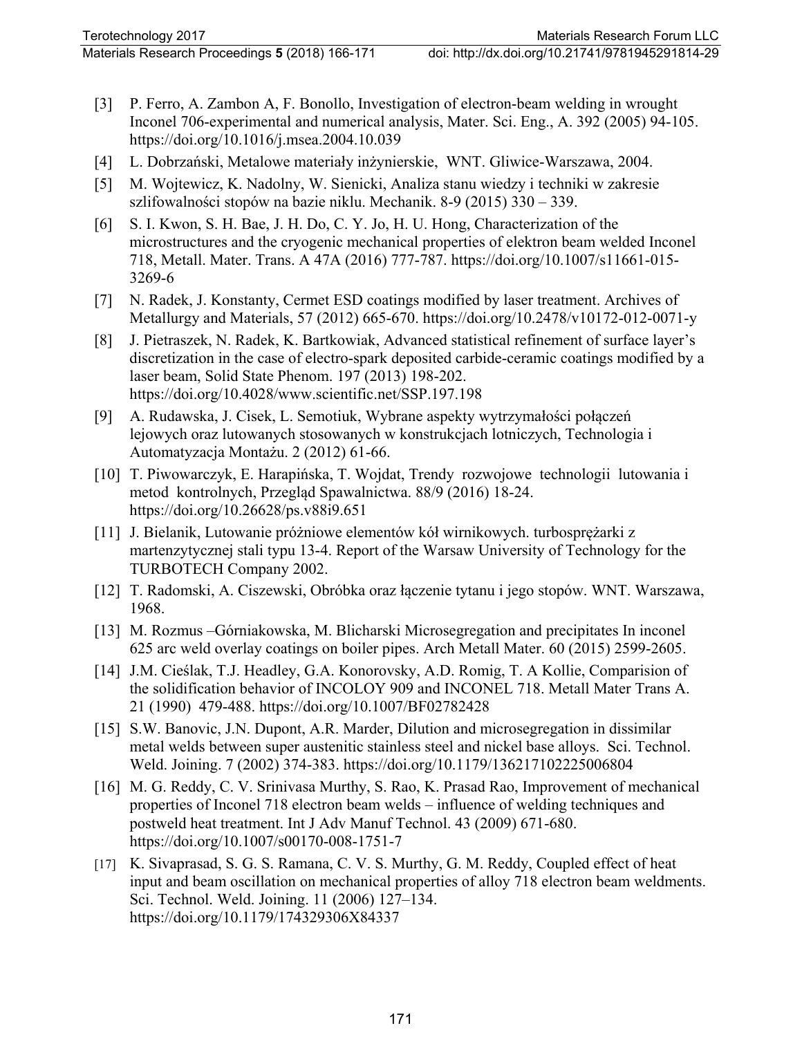[3] P. Ferro, A. Zambon A, F. Bonollo, Investigation of electron-beam welding in wrought Inconel 706-experimental and numerical analysis, Mater. Sci. Eng., A. 392 (2005) 94-105. https://doi.org/10.1016/j.msea.2004.10.039

[4] L. Dobrzański, Metalowe materiały inżynierskie, WNT. Gliwice-Warszawa, 2004.

[5] M. Wojtewicz, K. Nadolny, W. Sienicki, Analiza stanu wiedzy i techniki w zakresie szlifowalności stopów na bazie niklu. Mechanik. 8-9 (2015) 330 – 339.

[6] S. I. Kwon, S. H. Bae, J. H. Do, C. Y. Jo, H. U. Hong, Characterization of the microstructures and the cryogenic mechanical properties of elektron beam welded Inconel 718, Metall. Mater. Trans. A 47A (2016) 777-787. https://doi.org/10.1007/s11661-015-3269-6

[7] N. Radek, J. Konstanty, Cermet ESD coatings modified by laser treatment. Archives of Metallurgy and Materials, 57 (2012) 665-670. https://doi.org/10.2478/v10172-012-0071-y

[8] J. Pietraszek, N. Radek, K. Bartkowiak, Advanced statistical refinement of surface layer's discretization in the case of electro-spark deposited carbide-ceramic coatings modified by a laser beam, Solid State Phenom. 197 (2013) 198-202. https://doi.org/10.4028/www.scientific.net/SSP.197.198

[9] A. Rudawska, J. Cisek, L. Semotiuk, Wybrane aspekty wytrzymałości połączeń lejowych oraz lutowanych stosowanych w konstrukcjach lotniczych, Technologia i Automatyzacja Montażu. 2 (2012) 61-66.

[10] T. Piwowarczyk, E. Harapińska, T. Wojdat, Trendy rozwojowe technologii lutowania i metod kontrolnych, Przegląd Spawalnictwa. 88/9 (2016) 18-24. https://doi.org/10.26628/ps.v88i9.651

[11] J. Bielanik, Lutowanie próżniowe elementów kół wirnikowych. turbosprężarki z martenzytycznej stali typu 13-4. Report of the Warsaw University of Technology for the TURBOTECH Company 2002.

[12] T. Radomski, A. Ciszewski, Obróbka oraz łączenie tytanu i jego stopów. WNT. Warszawa, 1968.

[13] M. Rozmus –Górniakowska, M. Blicharski Microsegregation and precipitates In inconel 625 arc weld overlay coatings on boiler pipes. Arch Metall Mater. 60 (2015) 2599-2605.

[14] J.M. Cieślak, T.J. Headley, G.A. Konorovsky, A.D. Romig, T. A Kollie, Comparision of the solidification behavior of INCOLOY 909 and INCONEL 718. Metall Mater Trans A. 21 (1990) 479-488. https://doi.org/10.1007/BF02782428

[15] S.W. Banovic, J.N. Dupont, A.R. Marder, Dilution and microsegregation in dissimilar metal welds between super austenitic stainless steel and nickel base alloys. Sci. Technol. Weld. Joining. 7 (2002) 374-383. https://doi.org/10.1179/136217102225006804

[16] M. G. Reddy, C. V. Srinivasa Murthy, S. Rao, K. Prasad Rao, Improvement of mechanical properties of Inconel 718 electron beam welds – influence of welding techniques and postweld heat treatment. Int J Adv Manuf Technol. 43 (2009) 671-680. https://doi.org/10.1007/s00170-008-1751-7

[17] K. Sivaprasad, S. G. S. Ramana, C. V. S. Murthy, G. M. Reddy, Coupled effect of heat input and beam oscillation on mechanical properties of alloy 718 electron beam weldments. Sci. Technol. Weld. Joining. 11 (2006) 127–134. https://doi.org/10.1179/174329306X84337